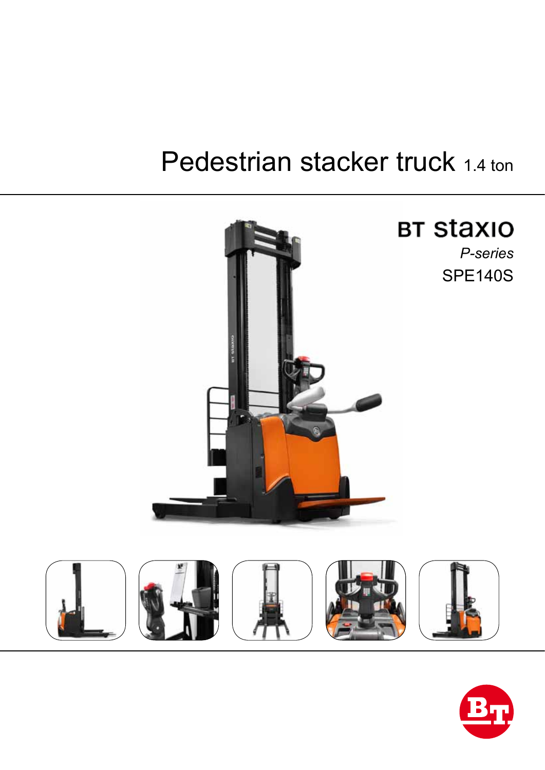# Pedestrian stacker truck 1.4 ton

**BT staxio**

*P-series*

SPE140S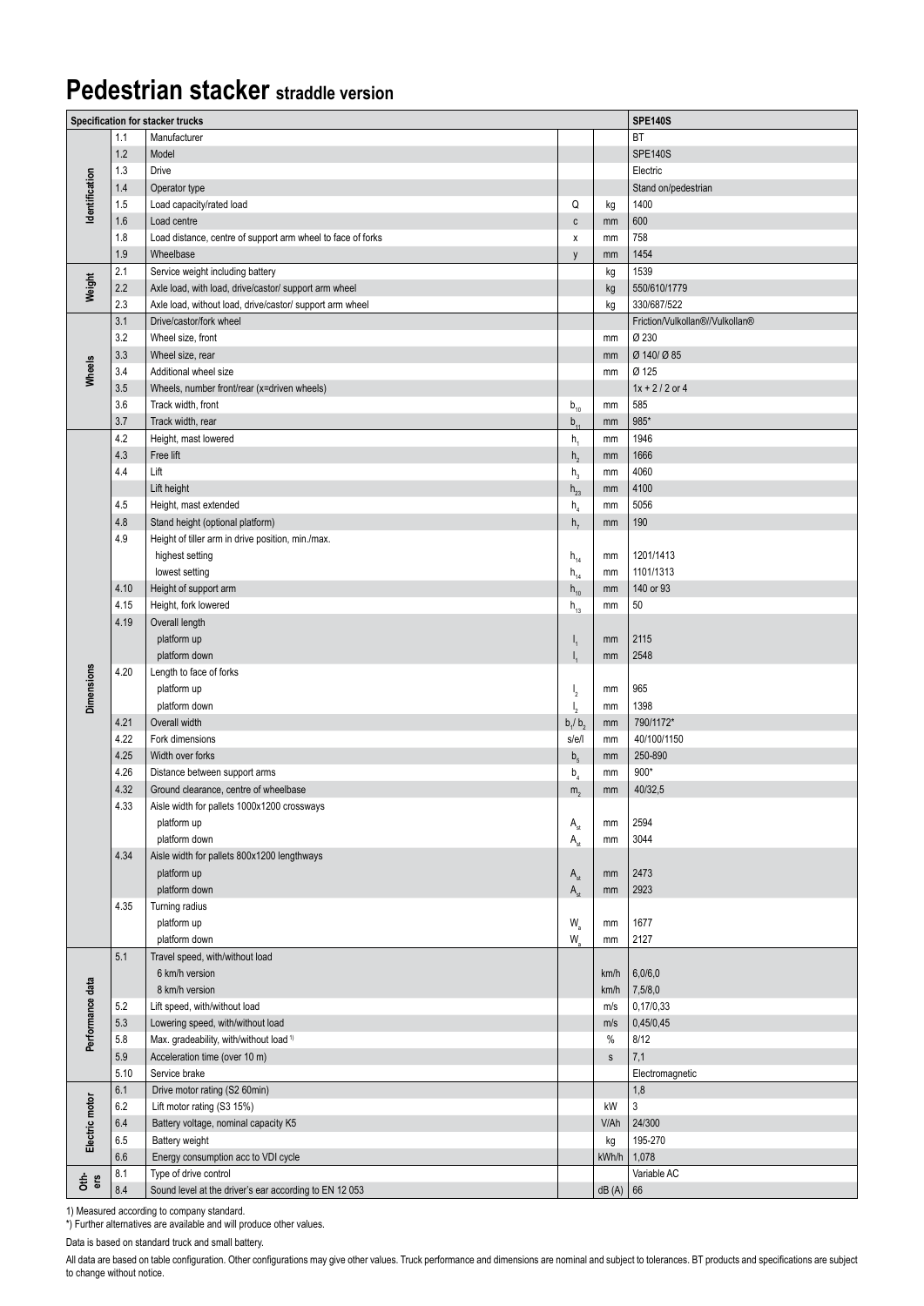# Pedestrian stacker straddle version

| Specification for stacker trucks | | | | | SPE140S |
|---|---|---|---|---|---|
| Identification | 1.1 | Manufacturer | | | BT |
| | 1.2 | Model | | | SPE140S |
| | 1.3 | Drive | | | Electric |
| | 1.4 | Operator type | | | Stand on/pedestrian |
| | 1.5 | Load capacity/rated load | Q | kg | 1400 |
| | 1.6 | Load centre | c | mm | 600 |
| | 1.8 | Load distance, centre of support arm wheel to face of forks | x | mm | 758 |
| | 1.9 | Wheelbase | y | mm | 1454 |
| Weight | 2.1 | Service weight including battery | | kg | 1539 |
| | 2.2 | Axle load, with load, drive/castor/ support arm wheel | | kg | 550/610/1779 |
| | 2.3 | Axle load, without load, drive/castor/ support arm wheel | | kg | 330/687/522 |
| Wheels | 3.1 | Drive/castor/fork wheel | | | Friction/Vulkollan®/Vulkollan® |
| | 3.2 | Wheel size, front | | mm | Ø 230 |
| | 3.3 | Wheel size, rear | | mm | Ø 140/ Ø 85 |
| | 3.4 | Additional wheel size | | mm | Ø 125 |
| | 3.5 | Wheels, number front/rear (x=driven wheels) | | | 1x + 2 / 2 or 4 |
| | 3.6 | Track width, front | $b_{10}$ | mm | 585 |
| | 3.7 | Track width, rear | $b_{11}$ | mm | 985* |
| Dimensions | 4.2 | Height, mast lowered | $h_1$ | mm | 1946 |
| | 4.3 | Free lift | $h_2$ | mm | 1666 |
| | 4.4 | Lift | $h_3$ | mm | 4060 |
| | | Lift height | $h_{23}$ | mm | 4100 |
| | 4.5 | Height, mast extended | $h_4$ | mm | 5056 |
| | 4.8 | Stand height (optional platform) | $h_7$ | mm | 190 |
| | 4.9 | Height of tiller arm in drive position, min./max. | | | |
| | | highest setting | $h_{14}$ | mm | 1201/1413 |
| | | lowest setting | $h_{14}$ | mm | 1101/1313 |
| | 4.10 | Height of support arm | $h_{10}$ | mm | 140 or 93 |
| | 4.15 | Height, fork lowered | $h_{13}$ | mm | 50 |
| | 4.19 | Overall length | | | |
| | | platform up | $l_1$ | mm | 2115 |
| | | platform down | $l_1$ | mm | 2548 |
| | 4.20 | Length to face of forks | | | |
| | | platform up | $l_2$ | mm | 965 |
| | | platform down | $l_2$ | mm | 1398 |
| | 4.21 | Overall width | $b_1/b_2$ | mm | 790/1172* |
| | 4.22 | Fork dimensions | s/e/l | mm | 40/100/1150 |
| | 4.25 | Width over forks | $b_5$ | mm | 250-890 |
| | 4.26 | Distance between support arms | $b_4$ | mm | 900* |
| | 4.32 | Ground clearance, centre of wheelbase | $m_2$ | mm | 40/32,5 |
| | 4.33 | Aisle width for pallets 1000x1200 crossways | | | |
| | | platform up | $A_{st}$ | mm | 2594 |
| | | platform down | $A_{st}$ | mm | 3044 |
| | 4.34 | Aisle width for pallets 800x1200 lengthways | | | |
| | | platform up | $A_{st}$ | mm | 2473 |
| | | platform down | $A_{st}$ | mm | 2923 |
| | 4.35 | Turning radius | | | |
| | | platform up | $W_a$ | mm | 1677 |
| | | platform down | $W_a$ | mm | 2127 |
| Performance data | 5.1 | Travel speed, with/without load | | | |
| | | 6 km/h version | | km/h | 6,0/6,0 |
| | | 8 km/h version | | km/h | 7,5/8,0 |
| | 5.2 | Lift speed, with/without load | | m/s | 0,17/0,33 |
| | 5.3 | Lowering speed, with/without load | | m/s | 0,45/0,45 |
| | 5.8 | Max. gradeability, with/without load [1] | | % | 8/12 |
| | 5.9 | Acceleration time (over 10 m) | | s | 7,1 |
| | 5.10 | Service brake | | | Electromagnetic |
| Electric motor | 6.1 | Drive motor rating (S2 60min) | | | 1,8 |
| | 6.2 | Lift motor rating (S3 15%) | | kW | 3 |
| | 6.4 | Battery voltage, nominal capacity K5 | | V/Ah | 24/300 |
| | 6.5 | Battery weight | | kg | 195-270 |
| | 6.6 | Energy consumption acc to VDI cycle | | kWh/h | 1,078 |
| Others | 8.1 | Type of drive control | | | Variable AC |
| | 8.4 | Sound level at the driver's ear according to EN 12 053 | | dB (A) | 66 |

1) Measured according to company standard.
*) Further alternatives are available and will produce other values.

Data is based on standard truck and small battery.

All data are based on table configuration. Other configurations may give other values. Truck performance and dimensions are nominal and subject to tolerances. BT products and specifications are subject to change without notice.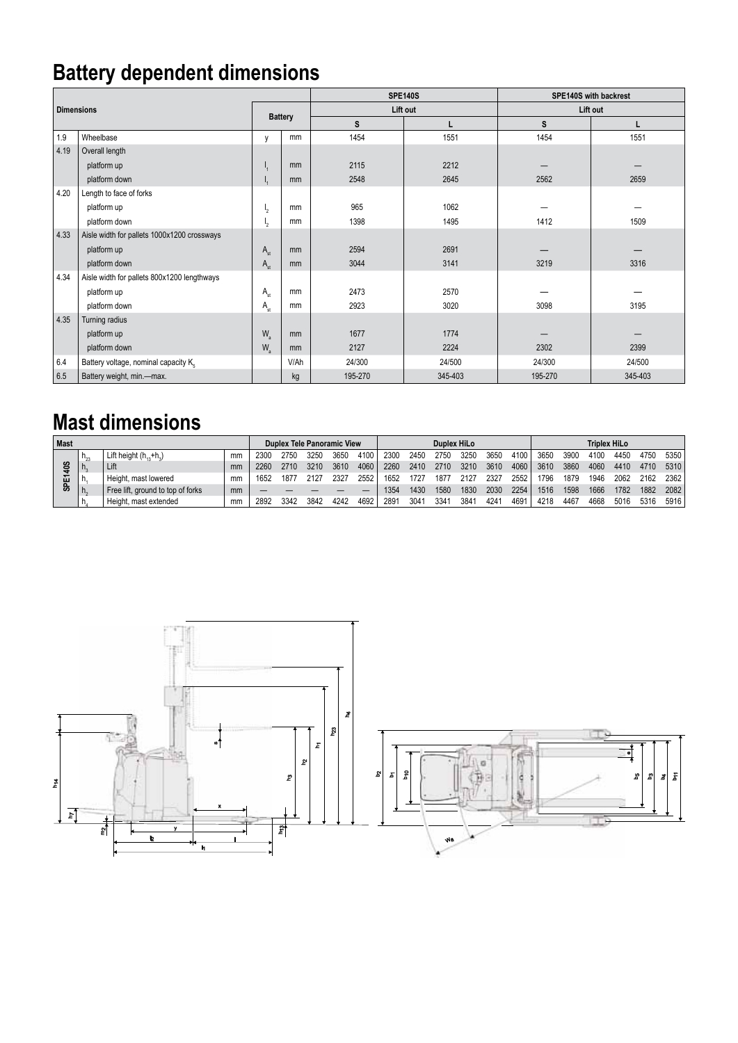# Battery dependent dimensions

| Dimensions | | Battery | | SPE140S | | SPE140S with backrest | |
|---|---|---|---|---|---|---|---|
| | | | | Lift out | | Lift out | |
| | | | | S | L | S | L |
| 1.9 | Wheelbase | y | mm | 1454 | 1551 | 1454 | 1551 |
| 4.19 | Overall length | | | | | | |
| | platform up | $l_1$ | mm | 2115 | 2212 | — | — |
| | platform down | $l_1$ | mm | 2548 | 2645 | 2562 | 2659 |
| 4.20 | Length to face of forks | | | | | | |
| | platform up | $l_2$ | mm | 965 | 1062 | — | — |
| | platform down | $l_2$ | mm | 1398 | 1495 | 1412 | 1509 |
| 4.33 | Aisle width for pallets 1000x1200 crossways | | | | | | |
| | platform up | $A_{st}$ | mm | 2594 | 2691 | — | — |
| | platform down | $A_{st}$ | mm | 3044 | 3141 | 3219 | 3316 |
| 4.34 | Aisle width for pallets 800x1200 lengthways | | | | | | |
| | platform up | $A_{st}$ | mm | 2473 | 2570 | — | — |
| | platform down | $A_{st}$ | mm | 2923 | 3020 | 3098 | 3195 |
| 4.35 | Turning radius | | | | | | |
| | platform up | $W_a$ | mm | 1677 | 1774 | — | — |
| | platform down | $W_a$ | mm | 2127 | 2224 | 2302 | 2399 |
| 6.4 | Battery voltage, nominal capacity $K_5$ | | V/Ah | 24/300 | 24/500 | 24/300 | 24/500 |
| 6.5 | Battery weight, min.—max. | | kg | 195-270 | 345-403 | 195-270 | 345-403 |

# Mast dimensions

| Mast | | | | Duplex Tele Panoramic View | | | | | Duplex HiLo | | | | | | Triplex HiLo | | | | | |
|---|---|---|---|---|---|---|---|---|---|---|---|---|---|---|---|---|---|---|---|---|
| SPE140S | $h_{23}$ | Lift height ($h_{13}+h_3$) | mm | 2300 | 2750 | 3250 | 3650 | 4100 | 2300 | 2450 | 2750 | 3250 | 3650 | 4100 | 3650 | 3900 | 4100 | 4450 | 4750 | 5350 |
| | $h_3$ | Lift | mm | 2260 | 2710 | 3210 | 3610 | 4060 | 2260 | 2410 | 2710 | 3210 | 3610 | 4060 | 3610 | 3860 | 4060 | 4410 | 4710 | 5310 |
| | $h_1$ | Height, mast lowered | mm | 1652 | 1877 | 2127 | 2327 | 2552 | 1652 | 1727 | 1877 | 2127 | 2327 | 2552 | 1796 | 1879 | 1946 | 2062 | 2162 | 2362 |
| | $h_2$ | Free lift, ground to top of forks | mm | — | — | — | — | — | 1354 | 1430 | 1580 | 1830 | 2030 | 2254 | 1516 | 1598 | 1666 | 1782 | 1882 | 2082 |
| | $h_4$ | Height, mast extended | mm | 2892 | 3342 | 3842 | 4242 | 4692 | 2891 | 3041 | 3341 | 3841 | 4241 | 4691 | 4218 | 4467 | 4668 | 5016 | 5316 | 5916 |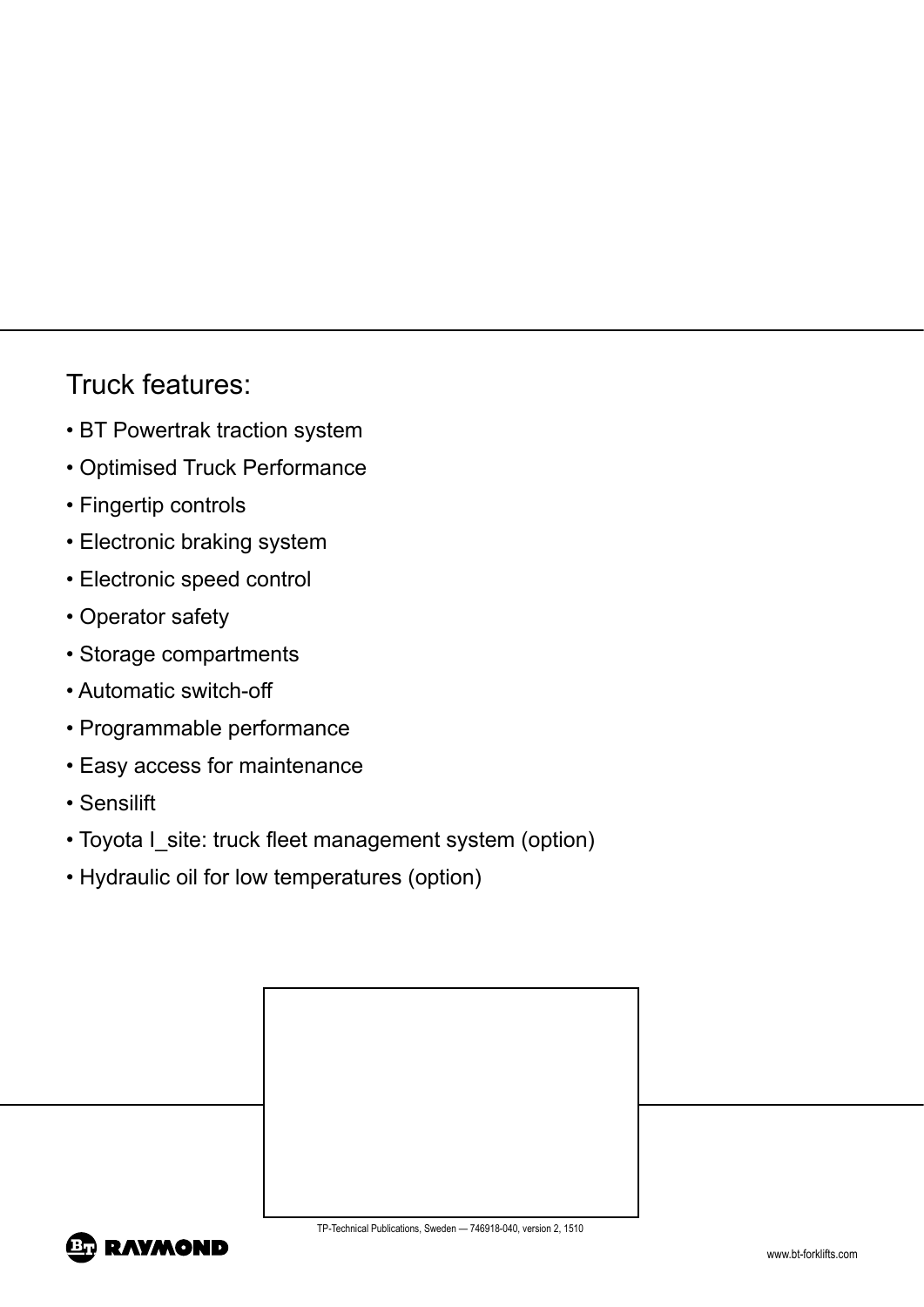## Truck features:

- BT Powertrak traction system
- Optimised Truck Performance
- Fingertip controls
- Electronic braking system
- Electronic speed control
- Operator safety
- Storage compartments
- Automatic switch-off
- Programmable performance
- Easy access for maintenance
- Sensilift
- Toyota I_site: truck fleet management system (option)
- Hydraulic oil for low temperatures (option)

TP-Technical Publications, Sweden — 746918-040, version 2, 1510

BT RAYMOND

www.bt-forklifts.com